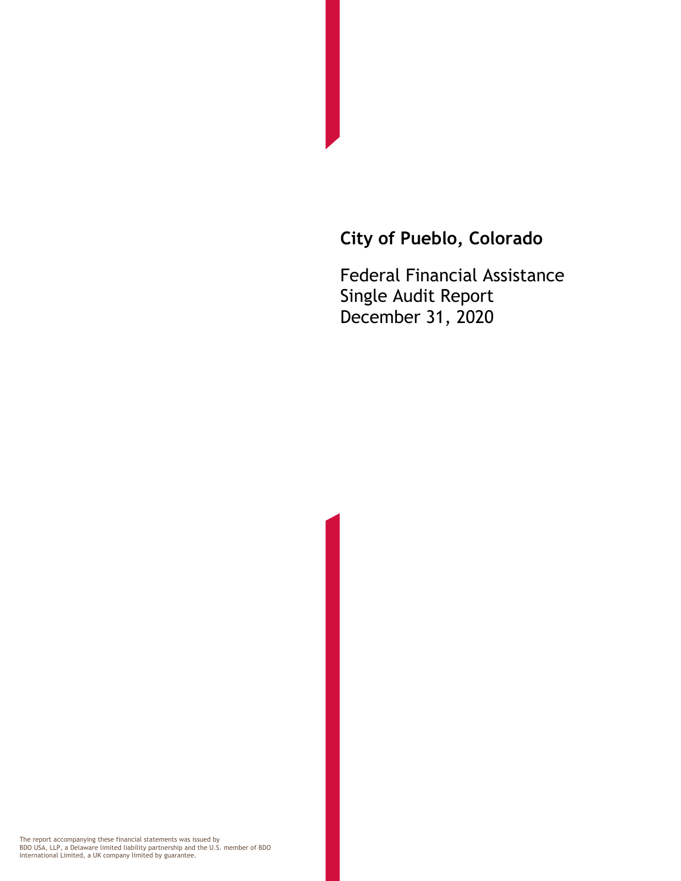# City of Pueblo, Colorado

Federal Financial Assistance
Single Audit Report
December 31, 2020

The report accompanying these financial statements was issued by BDO USA, LLP, a Delaware limited liability partnership and the U.S. member of BDO International Limited, a UK company limited by guarantee.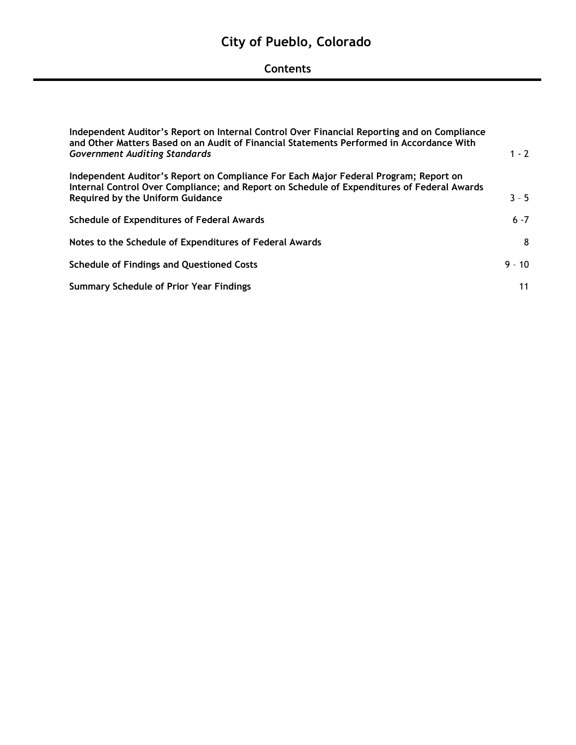# City of Pueblo, Colorado

## Contents

| | |
|---|---|
| **Independent Auditor's Report on Internal Control Over Financial Reporting and on Compliance and Other Matters Based on an Audit of Financial Statements Performed in Accordance With *Government Auditing Standards*** | 1 - 2 |
| **Independent Auditor's Report on Compliance For Each Major Federal Program; Report on Internal Control Over Compliance; and Report on Schedule of Expenditures of Federal Awards Required by the Uniform Guidance** | 3 – 5 |
| **Schedule of Expenditures of Federal Awards** | 6 -7 |
| **Notes to the Schedule of Expenditures of Federal Awards** | 8 |
| **Schedule of Findings and Questioned Costs** | 9 – 10 |
| **Summary Schedule of Prior Year Findings** | 11 |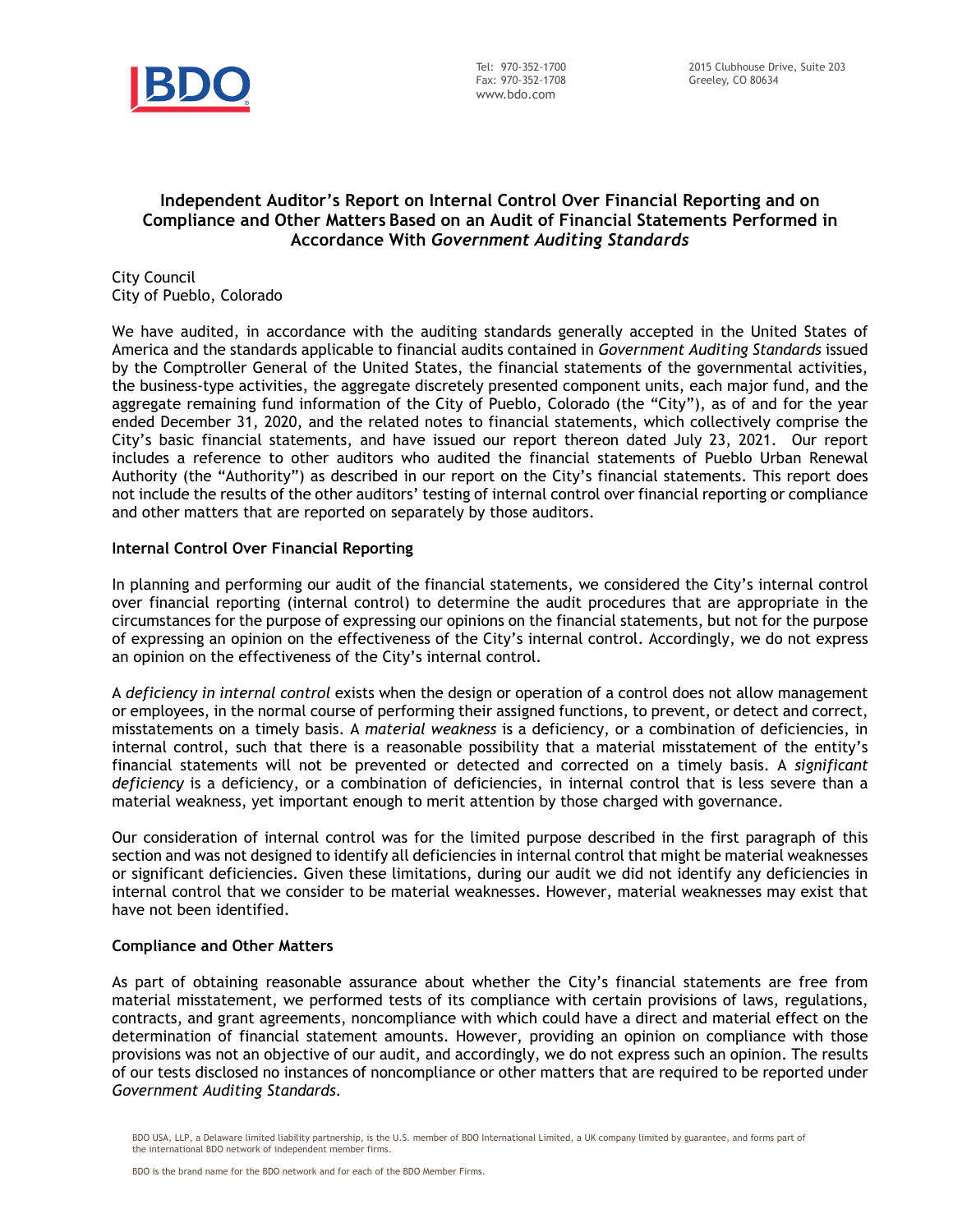# Independent Auditor's Report on Internal Control Over Financial Reporting and on Compliance and Other Matters Based on an Audit of Financial Statements Performed in Accordance With *Government Auditing Standards*

City Council
City of Pueblo, Colorado

We have audited, in accordance with the auditing standards generally accepted in the United States of America and the standards applicable to financial audits contained in *Government Auditing Standards* issued by the Comptroller General of the United States, the financial statements of the governmental activities, the business-type activities, the aggregate discretely presented component units, each major fund, and the aggregate remaining fund information of the City of Pueblo, Colorado (the "City"), as of and for the year ended December 31, 2020, and the related notes to financial statements, which collectively comprise the City's basic financial statements, and have issued our report thereon dated July 23, 2021. Our report includes a reference to other auditors who audited the financial statements of Pueblo Urban Renewal Authority (the "Authority") as described in our report on the City's financial statements. This report does not include the results of the other auditors' testing of internal control over financial reporting or compliance and other matters that are reported on separately by those auditors.

## Internal Control Over Financial Reporting

In planning and performing our audit of the financial statements, we considered the City's internal control over financial reporting (internal control) to determine the audit procedures that are appropriate in the circumstances for the purpose of expressing our opinions on the financial statements, but not for the purpose of expressing an opinion on the effectiveness of the City's internal control. Accordingly, we do not express an opinion on the effectiveness of the City's internal control.

A *deficiency in internal control* exists when the design or operation of a control does not allow management or employees, in the normal course of performing their assigned functions, to prevent, or detect and correct, misstatements on a timely basis. A *material weakness* is a deficiency, or a combination of deficiencies, in internal control, such that there is a reasonable possibility that a material misstatement of the entity's financial statements will not be prevented or detected and corrected on a timely basis. A *significant deficiency* is a deficiency, or a combination of deficiencies, in internal control that is less severe than a material weakness, yet important enough to merit attention by those charged with governance.

Our consideration of internal control was for the limited purpose described in the first paragraph of this section and was not designed to identify all deficiencies in internal control that might be material weaknesses or significant deficiencies. Given these limitations, during our audit we did not identify any deficiencies in internal control that we consider to be material weaknesses. However, material weaknesses may exist that have not been identified.

## Compliance and Other Matters

As part of obtaining reasonable assurance about whether the City's financial statements are free from material misstatement, we performed tests of its compliance with certain provisions of laws, regulations, contracts, and grant agreements, noncompliance with which could have a direct and material effect on the determination of financial statement amounts. However, providing an opinion on compliance with those provisions was not an objective of our audit, and accordingly, we do not express such an opinion. The results of our tests disclosed no instances of noncompliance or other matters that are required to be reported under *Government Auditing Standards*.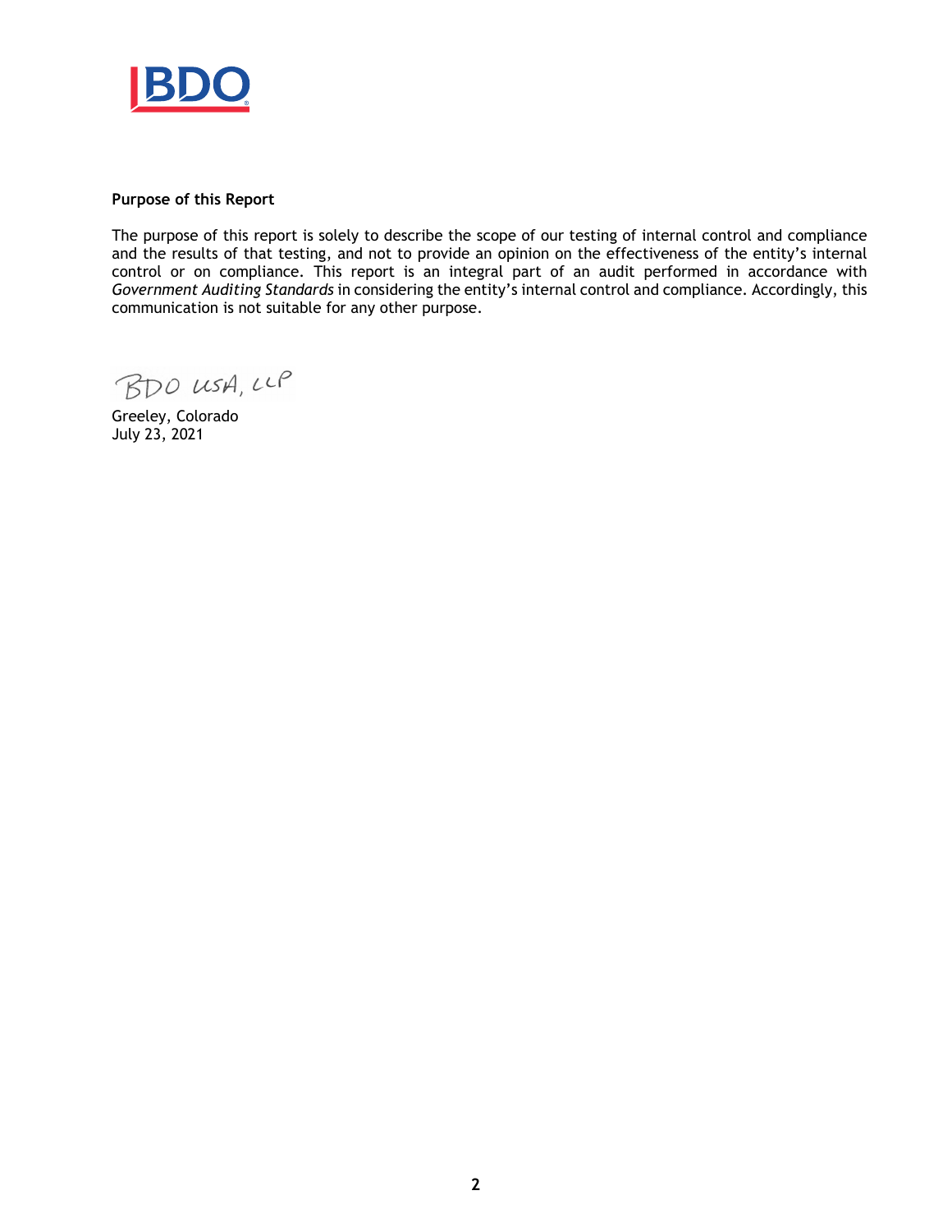**Purpose of this Report**

The purpose of this report is solely to describe the scope of our testing of internal control and compliance and the results of that testing, and not to provide an opinion on the effectiveness of the entity's internal control or on compliance. This report is an integral part of an audit performed in accordance with *Government Auditing Standards* in considering the entity's internal control and compliance. Accordingly, this communication is not suitable for any other purpose.

BDO USA, LLP

Greeley, Colorado
July 23, 2021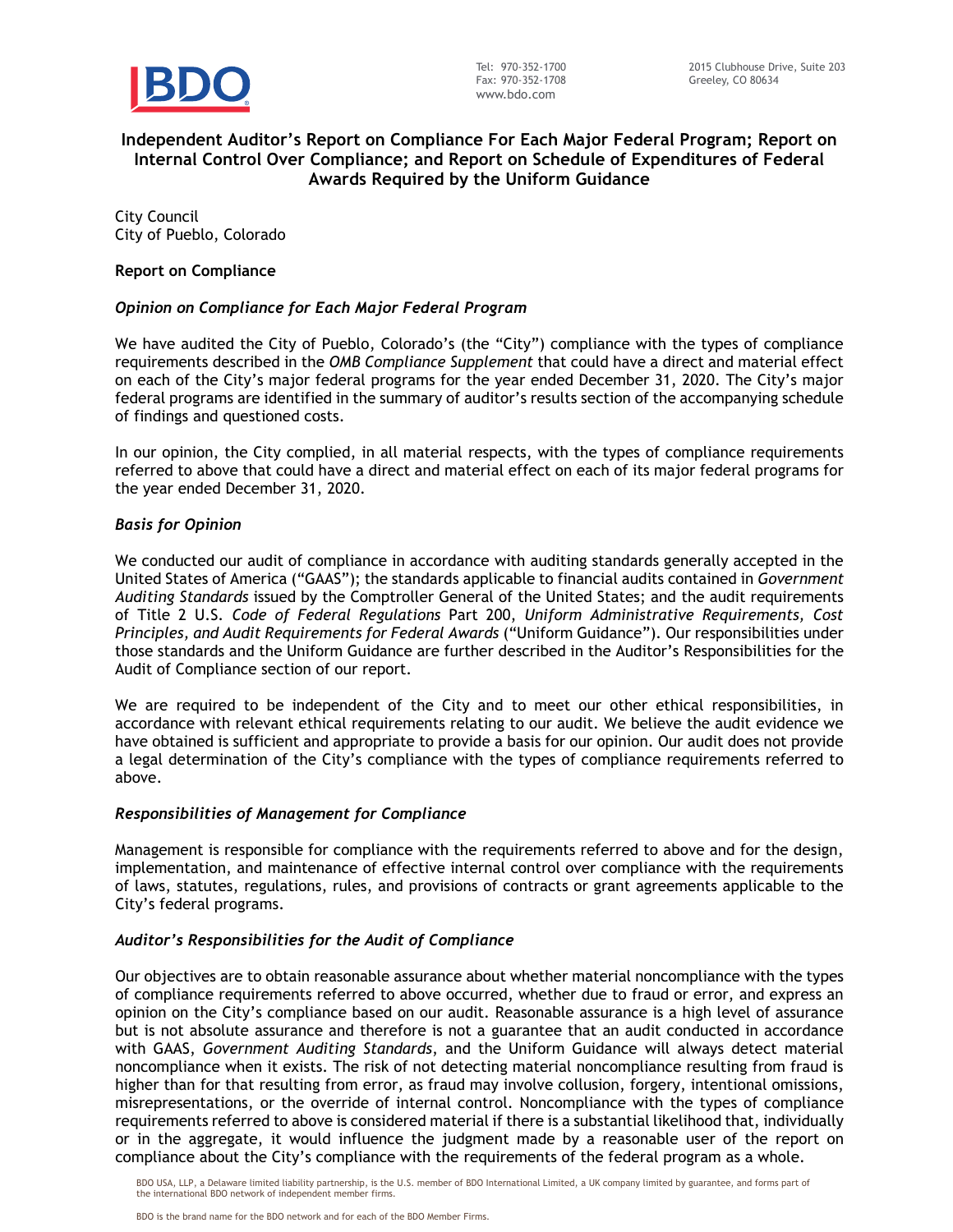Tel: 970-352-1700
Fax: 970-352-1708
www.bdo.com

2015 Clubhouse Drive, Suite 203
Greeley, CO 80634

## Independent Auditor's Report on Compliance For Each Major Federal Program; Report on Internal Control Over Compliance; and Report on Schedule of Expenditures of Federal Awards Required by the Uniform Guidance

City Council
City of Pueblo, Colorado

**Report on Compliance**

### *Opinion on Compliance for Each Major Federal Program*

We have audited the City of Pueblo, Colorado's (the "City") compliance with the types of compliance requirements described in the *OMB Compliance Supplement* that could have a direct and material effect on each of the City's major federal programs for the year ended December 31, 2020. The City's major federal programs are identified in the summary of auditor's results section of the accompanying schedule of findings and questioned costs.

In our opinion, the City complied, in all material respects, with the types of compliance requirements referred to above that could have a direct and material effect on each of its major federal programs for the year ended December 31, 2020.

### *Basis for Opinion*

We conducted our audit of compliance in accordance with auditing standards generally accepted in the United States of America ("GAAS"); the standards applicable to financial audits contained in *Government Auditing Standards* issued by the Comptroller General of the United States; and the audit requirements of Title 2 U.S. *Code of Federal Regulations* Part 200, *Uniform Administrative Requirements, Cost Principles, and Audit Requirements for Federal Awards* ("Uniform Guidance"). Our responsibilities under those standards and the Uniform Guidance are further described in the Auditor's Responsibilities for the Audit of Compliance section of our report.

We are required to be independent of the City and to meet our other ethical responsibilities, in accordance with relevant ethical requirements relating to our audit. We believe the audit evidence we have obtained is sufficient and appropriate to provide a basis for our opinion. Our audit does not provide a legal determination of the City's compliance with the types of compliance requirements referred to above.

### *Responsibilities of Management for Compliance*

Management is responsible for compliance with the requirements referred to above and for the design, implementation, and maintenance of effective internal control over compliance with the requirements of laws, statutes, regulations, rules, and provisions of contracts or grant agreements applicable to the City's federal programs.

### *Auditor's Responsibilities for the Audit of Compliance*

Our objectives are to obtain reasonable assurance about whether material noncompliance with the types of compliance requirements referred to above occurred, whether due to fraud or error, and express an opinion on the City's compliance based on our audit. Reasonable assurance is a high level of assurance but is not absolute assurance and therefore is not a guarantee that an audit conducted in accordance with GAAS, *Government Auditing Standards*, and the Uniform Guidance will always detect material noncompliance when it exists. The risk of not detecting material noncompliance resulting from fraud is higher than for that resulting from error, as fraud may involve collusion, forgery, intentional omissions, misrepresentations, or the override of internal control. Noncompliance with the types of compliance requirements referred to above is considered material if there is a substantial likelihood that, individually or in the aggregate, it would influence the judgment made by a reasonable user of the report on compliance about the City's compliance with the requirements of the federal program as a whole.

BDO USA, LLP, a Delaware limited liability partnership, is the U.S. member of BDO International Limited, a UK company limited by guarantee, and forms part of the international BDO network of independent member firms.

BDO is the brand name for the BDO network and for each of the BDO Member Firms.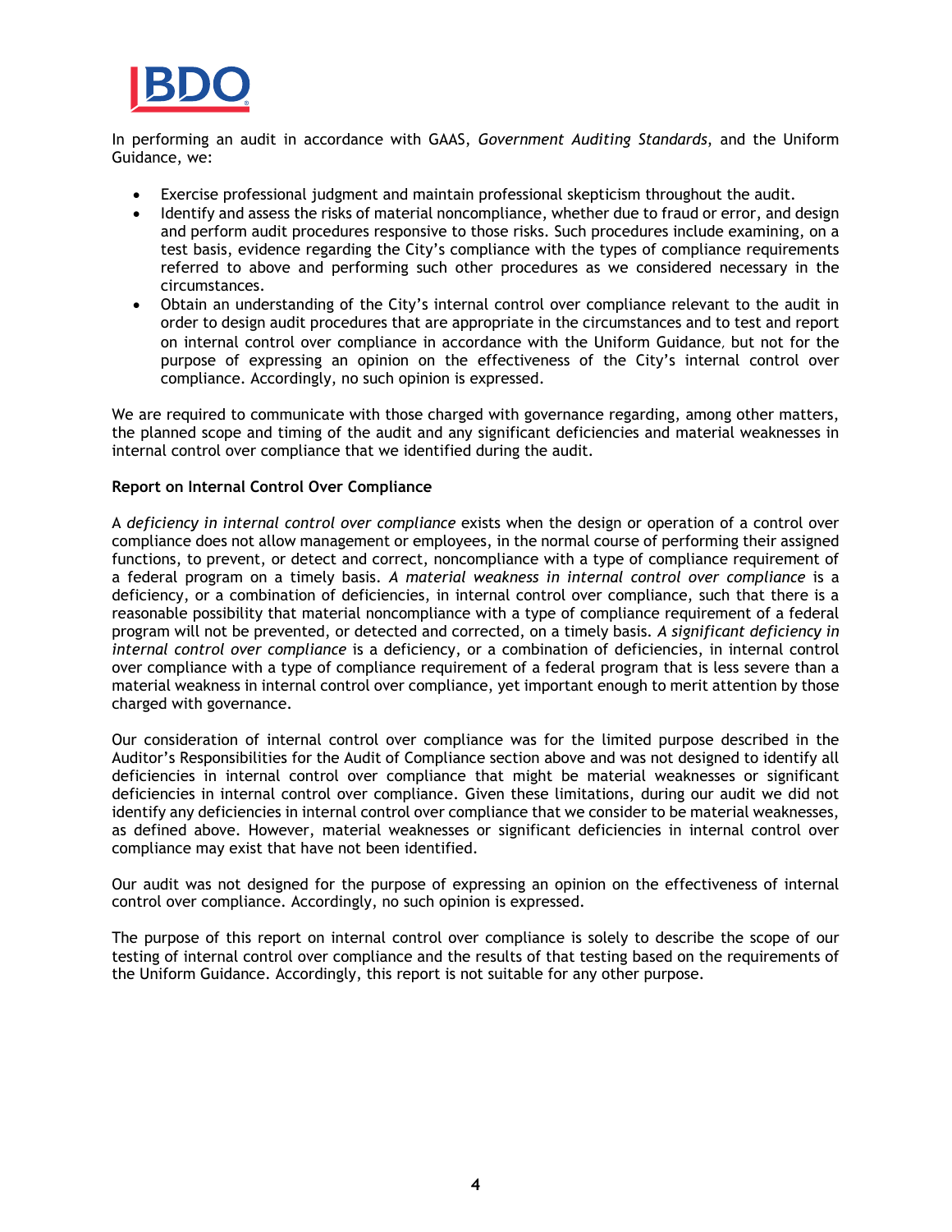In performing an audit in accordance with GAAS, *Government Auditing Standards*, and the Uniform Guidance, we:

- Exercise professional judgment and maintain professional skepticism throughout the audit.
- Identify and assess the risks of material noncompliance, whether due to fraud or error, and design and perform audit procedures responsive to those risks. Such procedures include examining, on a test basis, evidence regarding the City's compliance with the types of compliance requirements referred to above and performing such other procedures as we considered necessary in the circumstances.
- Obtain an understanding of the City's internal control over compliance relevant to the audit in order to design audit procedures that are appropriate in the circumstances and to test and report on internal control over compliance in accordance with the Uniform Guidance, but not for the purpose of expressing an opinion on the effectiveness of the City's internal control over compliance. Accordingly, no such opinion is expressed.

We are required to communicate with those charged with governance regarding, among other matters, the planned scope and timing of the audit and any significant deficiencies and material weaknesses in internal control over compliance that we identified during the audit.

**Report on Internal Control Over Compliance**

A *deficiency in internal control over compliance* exists when the design or operation of a control over compliance does not allow management or employees, in the normal course of performing their assigned functions, to prevent, or detect and correct, noncompliance with a type of compliance requirement of a federal program on a timely basis. *A material weakness in internal control over compliance* is a deficiency, or a combination of deficiencies, in internal control over compliance, such that there is a reasonable possibility that material noncompliance with a type of compliance requirement of a federal program will not be prevented, or detected and corrected, on a timely basis. *A significant deficiency in internal control over compliance* is a deficiency, or a combination of deficiencies, in internal control over compliance with a type of compliance requirement of a federal program that is less severe than a material weakness in internal control over compliance, yet important enough to merit attention by those charged with governance.

Our consideration of internal control over compliance was for the limited purpose described in the Auditor's Responsibilities for the Audit of Compliance section above and was not designed to identify all deficiencies in internal control over compliance that might be material weaknesses or significant deficiencies in internal control over compliance. Given these limitations, during our audit we did not identify any deficiencies in internal control over compliance that we consider to be material weaknesses, as defined above. However, material weaknesses or significant deficiencies in internal control over compliance may exist that have not been identified.

Our audit was not designed for the purpose of expressing an opinion on the effectiveness of internal control over compliance. Accordingly, no such opinion is expressed.

The purpose of this report on internal control over compliance is solely to describe the scope of our testing of internal control over compliance and the results of that testing based on the requirements of the Uniform Guidance. Accordingly, this report is not suitable for any other purpose.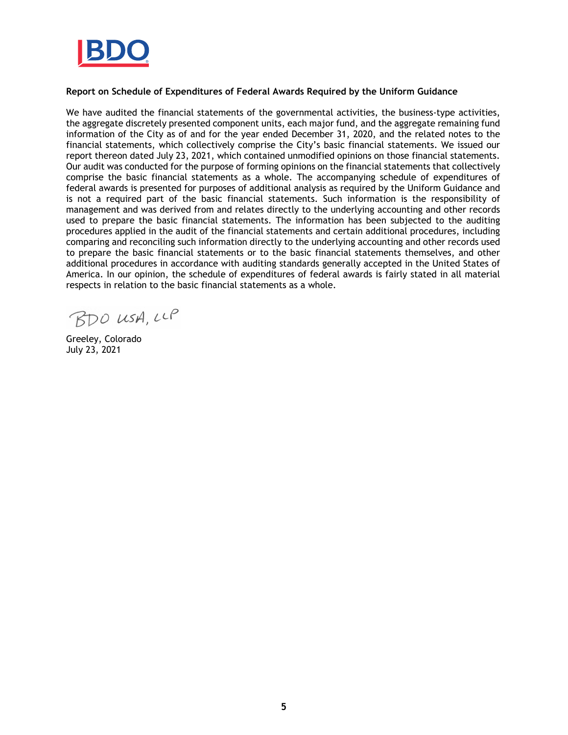**Report on Schedule of Expenditures of Federal Awards Required by the Uniform Guidance**

We have audited the financial statements of the governmental activities, the business-type activities, the aggregate discretely presented component units, each major fund, and the aggregate remaining fund information of the City as of and for the year ended December 31, 2020, and the related notes to the financial statements, which collectively comprise the City's basic financial statements. We issued our report thereon dated July 23, 2021, which contained unmodified opinions on those financial statements. Our audit was conducted for the purpose of forming opinions on the financial statements that collectively comprise the basic financial statements as a whole. The accompanying schedule of expenditures of federal awards is presented for purposes of additional analysis as required by the Uniform Guidance and is not a required part of the basic financial statements. Such information is the responsibility of management and was derived from and relates directly to the underlying accounting and other records used to prepare the basic financial statements. The information has been subjected to the auditing procedures applied in the audit of the financial statements and certain additional procedures, including comparing and reconciling such information directly to the underlying accounting and other records used to prepare the basic financial statements or to the basic financial statements themselves, and other additional procedures in accordance with auditing standards generally accepted in the United States of America. In our opinion, the schedule of expenditures of federal awards is fairly stated in all material respects in relation to the basic financial statements as a whole.

BDO USA, LLP

Greeley, Colorado
July 23, 2021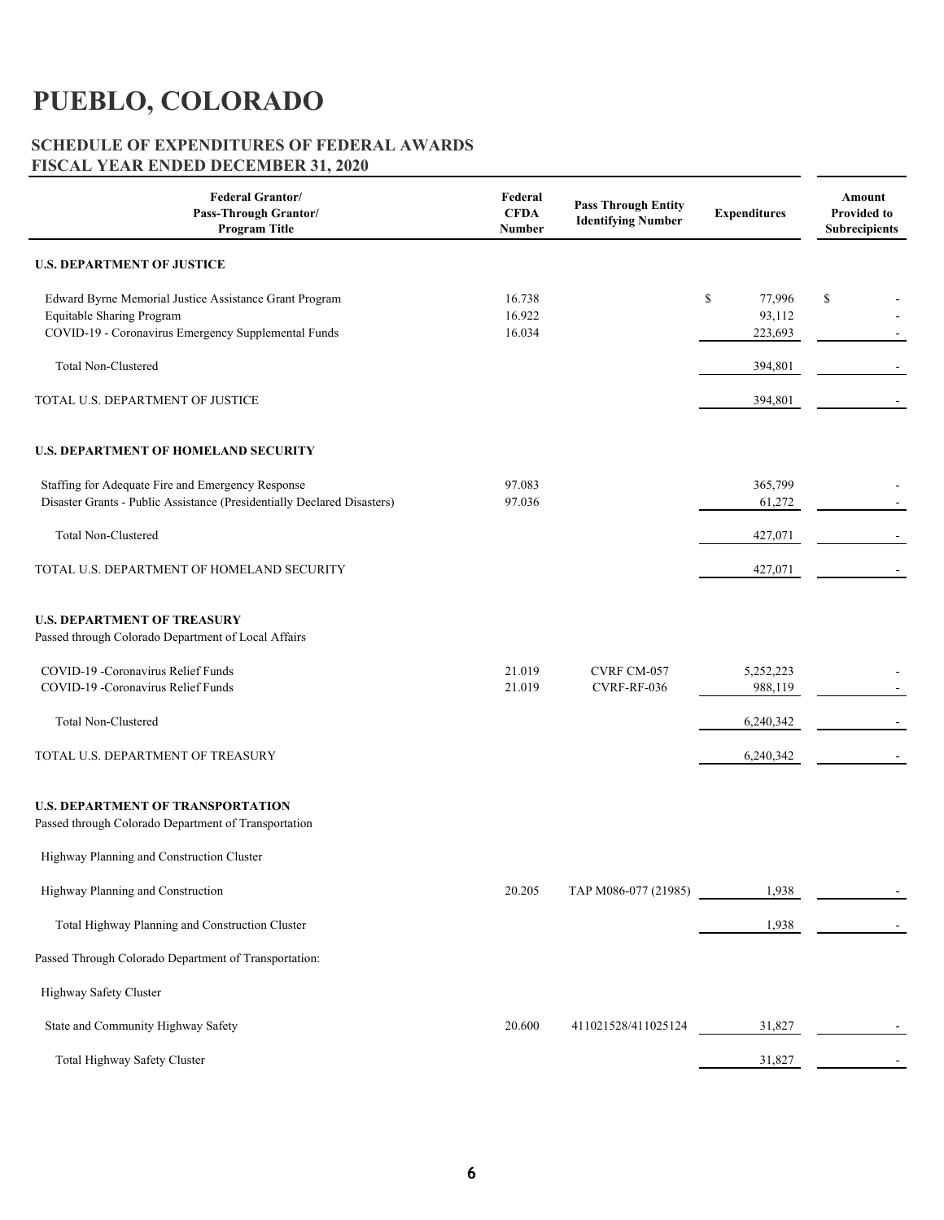# PUEBLO, COLORADO

## SCHEDULE OF EXPENDITURES OF FEDERAL AWARDS
## FISCAL YEAR ENDED DECEMBER 31, 2020

| Federal Grantor/ Pass-Through Grantor/ Program Title | Federal CFDA Number | Pass Through Entity Identifying Number | Expenditures | Amount Provided to Subrecipients |
|---|---|---|---|---|
| **U.S. DEPARTMENT OF JUSTICE** | | | | |
| Edward Byrne Memorial Justice Assistance Grant Program | 16.738 | | $ 77,996 | $ - |
| Equitable Sharing Program | 16.922 | | 93,112 | - |
| COVID-19 - Coronavirus Emergency Supplemental Funds | 16.034 | | 223,693 | - |
| Total Non-Clustered | | | 394,801 | - |
| TOTAL U.S. DEPARTMENT OF JUSTICE | | | 394,801 | - |
| **U.S. DEPARTMENT OF HOMELAND SECURITY** | | | | |
| Staffing for Adequate Fire and Emergency Response | 97.083 | | 365,799 | - |
| Disaster Grants - Public Assistance (Presidentially Declared Disasters) | 97.036 | | 61,272 | - |
| Total Non-Clustered | | | 427,071 | - |
| TOTAL U.S. DEPARTMENT OF HOMELAND SECURITY | | | 427,071 | - |
| **U.S. DEPARTMENT OF TREASURY** | | | | |
| Passed through Colorado Department of Local Affairs | | | | |
| COVID-19 -Coronavirus Relief Funds | 21.019 | CVRF CM-057 | 5,252,223 | - |
| COVID-19 -Coronavirus Relief Funds | 21.019 | CVRF-RF-036 | 988,119 | - |
| Total Non-Clustered | | | 6,240,342 | - |
| TOTAL U.S. DEPARTMENT OF TREASURY | | | 6,240,342 | - |
| **U.S. DEPARTMENT OF TRANSPORTATION** | | | | |
| Passed through Colorado Department of Transportation | | | | |
| Highway Planning and Construction Cluster | | | | |
| Highway Planning and Construction | 20.205 | TAP M086-077 (21985) | 1,938 | - |
| Total Highway Planning and Construction Cluster | | | 1,938 | - |
| Passed Through Colorado Department of Transportation: | | | | |
| Highway Safety Cluster | | | | |
| State and Community Highway Safety | 20.600 | 411021528/411025124 | 31,827 | - |
| Total Highway Safety Cluster | | | 31,827 | - |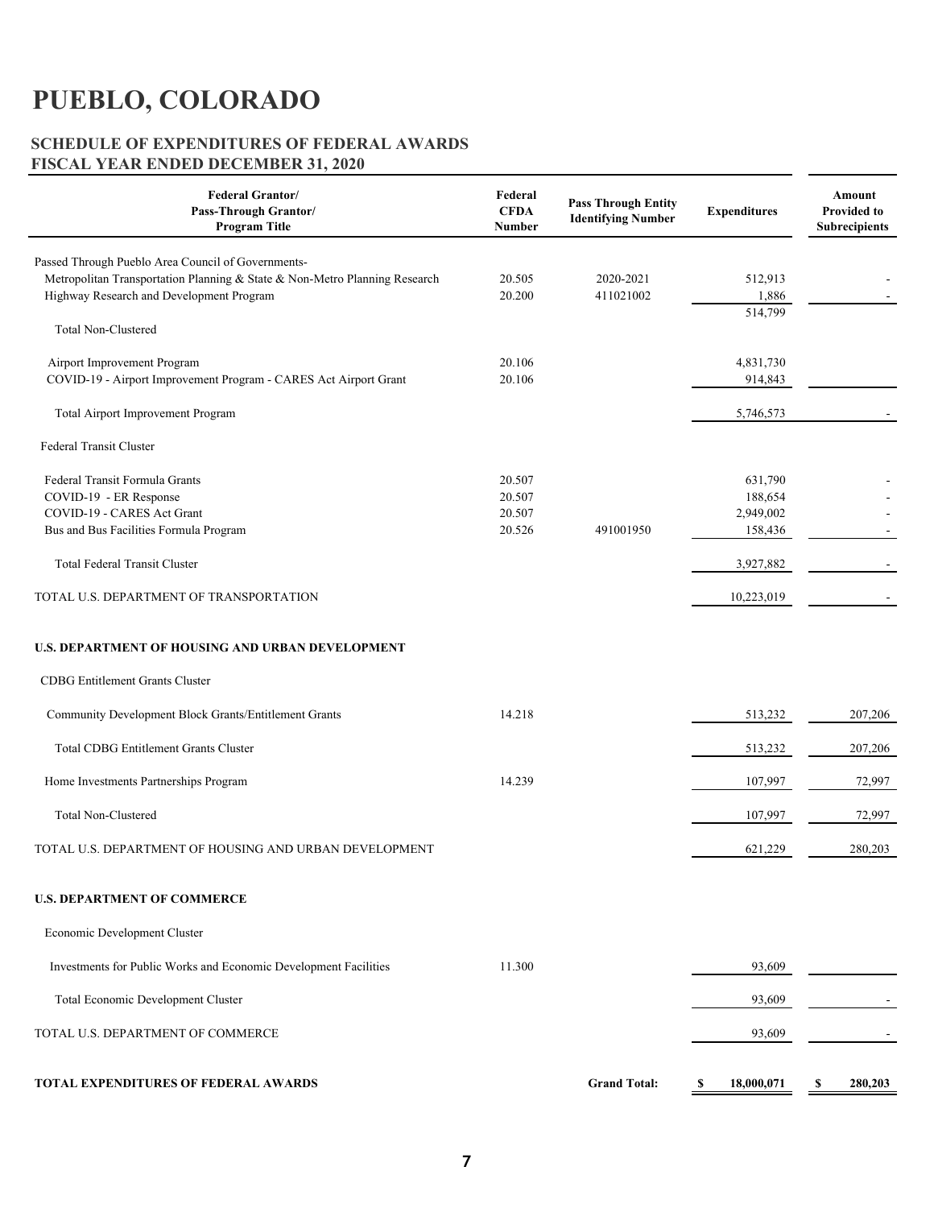# PUEBLO, COLORADO

## SCHEDULE OF EXPENDITURES OF FEDERAL AWARDS
## FISCAL YEAR ENDED DECEMBER 31, 2020

| Federal Grantor/ Pass-Through Grantor/ Program Title | Federal CFDA Number | Pass Through Entity Identifying Number | Expenditures | Amount Provided to Subrecipients |
|---|---|---|---|---|
| Passed Through Pueblo Area Council of Governments- | | | | |
| Metropolitan Transportation Planning & State & Non-Metro Planning Research | 20.505 | 2020-2021 | 512,913 | - |
| Highway Research and Development Program | 20.200 | 411021002 | 1,886 | - |
| Total Non-Clustered | | | 514,799 | |
| Airport Improvement Program | 20.106 | | 4,831,730 | |
| COVID-19 - Airport Improvement Program - CARES Act Airport Grant | 20.106 | | 914,843 | |
| Total Airport Improvement Program | | | 5,746,573 | - |
| Federal Transit Cluster | | | | |
| Federal Transit Formula Grants | 20.507 | | 631,790 | - |
| COVID-19 - ER Response | 20.507 | | 188,654 | - |
| COVID-19 - CARES Act Grant | 20.507 | | 2,949,002 | - |
| Bus and Bus Facilities Formula Program | 20.526 | 491001950 | 158,436 | - |
| Total Federal Transit Cluster | | | 3,927,882 | - |
| TOTAL U.S. DEPARTMENT OF TRANSPORTATION | | | 10,223,019 | - |
| **U.S. DEPARTMENT OF HOUSING AND URBAN DEVELOPMENT** | | | | |
| CDBG Entitlement Grants Cluster | | | | |
| Community Development Block Grants/Entitlement Grants | 14.218 | | 513,232 | 207,206 |
| Total CDBG Entitlement Grants Cluster | | | 513,232 | 207,206 |
| Home Investments Partnerships Program | 14.239 | | 107,997 | 72,997 |
| Total Non-Clustered | | | 107,997 | 72,997 |
| TOTAL U.S. DEPARTMENT OF HOUSING AND URBAN DEVELOPMENT | | | 621,229 | 280,203 |
| **U.S. DEPARTMENT OF COMMERCE** | | | | |
| Economic Development Cluster | | | | |
| Investments for Public Works and Economic Development Facilities | 11.300 | | 93,609 | |
| Total Economic Development Cluster | | | 93,609 | - |
| TOTAL U.S. DEPARTMENT OF COMMERCE | | | 93,609 | - |
| **TOTAL EXPENDITURES OF FEDERAL AWARDS** | | **Grand Total:** | **$ 18,000,071** | **$ 280,203** |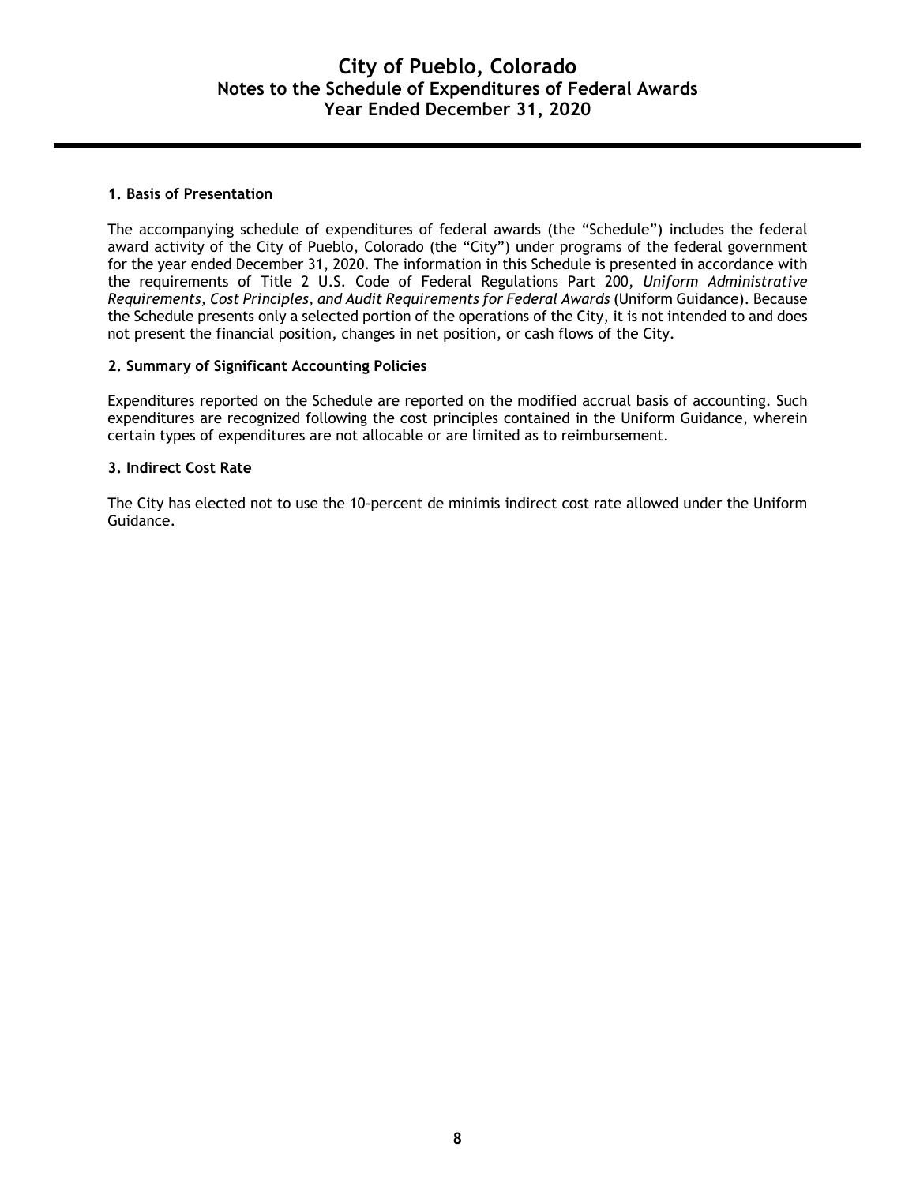# City of Pueblo, Colorado
## Notes to the Schedule of Expenditures of Federal Awards
## Year Ended December 31, 2020

### 1. Basis of Presentation

The accompanying schedule of expenditures of federal awards (the "Schedule") includes the federal award activity of the City of Pueblo, Colorado (the "City") under programs of the federal government for the year ended December 31, 2020. The information in this Schedule is presented in accordance with the requirements of Title 2 U.S. Code of Federal Regulations Part 200, *Uniform Administrative Requirements, Cost Principles, and Audit Requirements for Federal Awards* (Uniform Guidance). Because the Schedule presents only a selected portion of the operations of the City, it is not intended to and does not present the financial position, changes in net position, or cash flows of the City.

### 2. Summary of Significant Accounting Policies

Expenditures reported on the Schedule are reported on the modified accrual basis of accounting. Such expenditures are recognized following the cost principles contained in the Uniform Guidance, wherein certain types of expenditures are not allocable or are limited as to reimbursement.

### 3. Indirect Cost Rate

The City has elected not to use the 10-percent de minimis indirect cost rate allowed under the Uniform Guidance.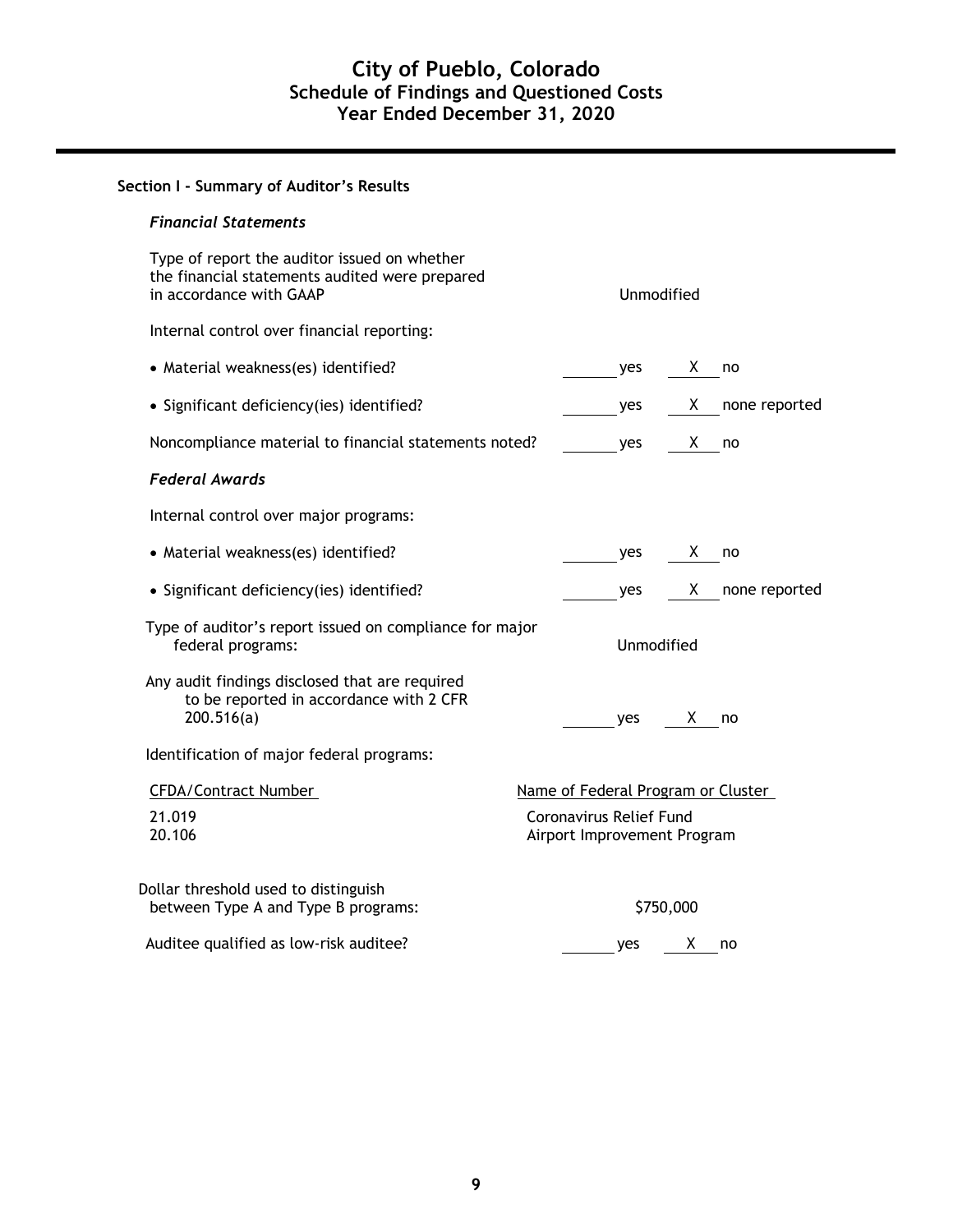# City of Pueblo, Colorado
## Schedule of Findings and Questioned Costs
## Year Ended December 31, 2020

### Section I - Summary of Auditor's Results

#### *Financial Statements*

| | |
|---|---|
| Type of report the auditor issued on whether the financial statements audited were prepared in accordance with GAAP | Unmodified |
| Internal control over financial reporting: | |
| • Material weakness(es) identified? | ____ yes __X__ no |
| • Significant deficiency(ies) identified? | ____ yes __X__ none reported |
| Noncompliance material to financial statements noted? | ____ yes __X__ no |

#### *Federal Awards*

| | |
|---|---|
| Internal control over major programs: | |
| • Material weakness(es) identified? | ____ yes __X__ no |
| • Significant deficiency(ies) identified? | ____ yes __X__ none reported |
| Type of auditor's report issued on compliance for major federal programs: | Unmodified |
| Any audit findings disclosed that are required to be reported in accordance with 2 CFR 200.516(a) | ____ yes __X__ no |

Identification of major federal programs:

| CFDA/Contract Number | Name of Federal Program or Cluster |
|---|---|
| 21.019 | Coronavirus Relief Fund |
| 20.106 | Airport Improvement Program |

| | |
|---|---|
| Dollar threshold used to distinguish between Type A and Type B programs: | $750,000 |
| Auditee qualified as low-risk auditee? | ____ yes __X__ no |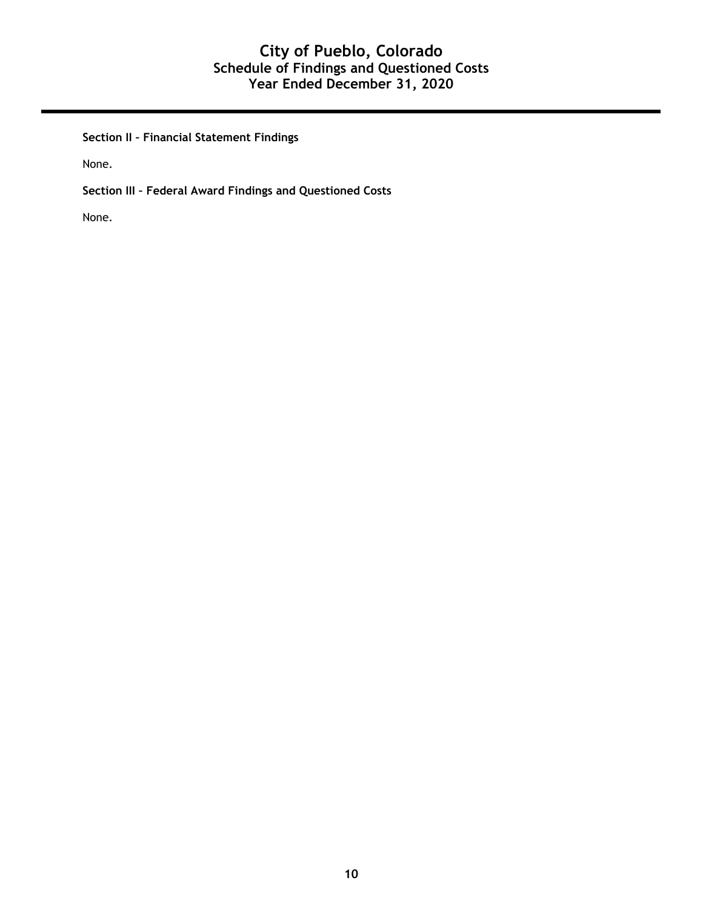# City of Pueblo, Colorado
## Schedule of Findings and Questioned Costs
## Year Ended December 31, 2020

**Section II – Financial Statement Findings**

None.

**Section III – Federal Award Findings and Questioned Costs**

None.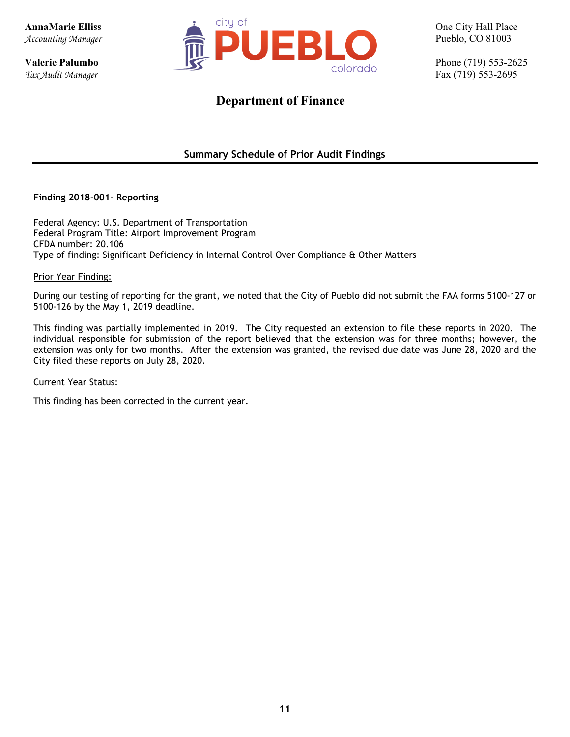**AnnaMarie Elliss**
*Accounting Manager*

**Valerie Palumbo**
*Tax Audit Manager*

city of PUEBLO colorado

One City Hall Place
Pueblo, CO 81003

Phone (719) 553-2625
Fax (719) 553-2695

# Department of Finance

## Summary Schedule of Prior Audit Findings

**Finding 2018-001- Reporting**

Federal Agency: U.S. Department of Transportation
Federal Program Title: Airport Improvement Program
CFDA number: 20.106
Type of finding: Significant Deficiency in Internal Control Over Compliance & Other Matters

Prior Year Finding:

During our testing of reporting for the grant, we noted that the City of Pueblo did not submit the FAA forms 5100-127 or 5100-126 by the May 1, 2019 deadline.

This finding was partially implemented in 2019. The City requested an extension to file these reports in 2020. The individual responsible for submission of the report believed that the extension was for three months; however, the extension was only for two months. After the extension was granted, the revised due date was June 28, 2020 and the City filed these reports on July 28, 2020.

Current Year Status:

This finding has been corrected in the current year.